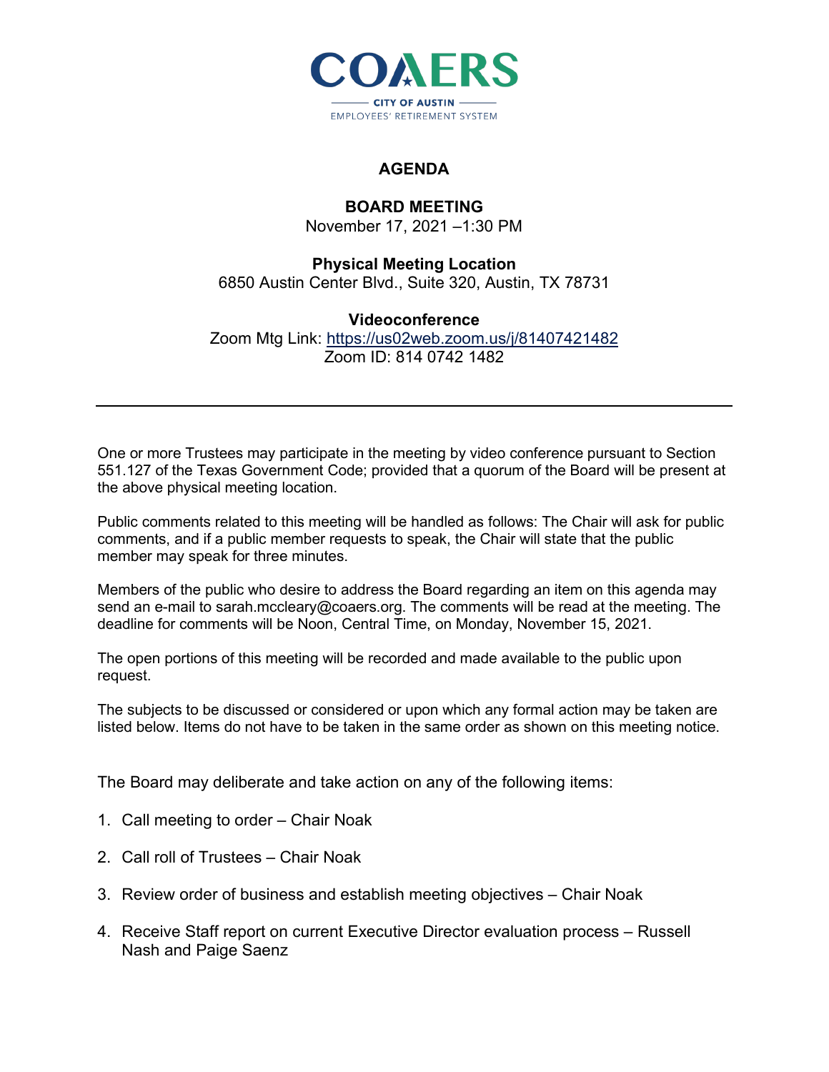COAERS

CITY OF AUSTIN

EMPLOYEES' RETIREMENT SYSTEM

# AGENDA

## BOARD MEETING

November 17, 2021 –1:30 PM

**Physical Meeting Location**

6850 Austin Center Blvd., Suite 320, Austin, TX 78731

**Videoconference**

Zoom Mtg Link: https://us02web.zoom.us/j/81407421482

Zoom ID: 814 0742 1482

---

One or more Trustees may participate in the meeting by video conference pursuant to Section 551.127 of the Texas Government Code; provided that a quorum of the Board will be present at the above physical meeting location.

Public comments related to this meeting will be handled as follows: The Chair will ask for public comments, and if a public member requests to speak, the Chair will state that the public member may speak for three minutes.

Members of the public who desire to address the Board regarding an item on this agenda may send an e-mail to sarah.mccleary@coaers.org. The comments will be read at the meeting. The deadline for comments will be Noon, Central Time, on Monday, November 15, 2021.

The open portions of this meeting will be recorded and made available to the public upon request.

The subjects to be discussed or considered or upon which any formal action may be taken are listed below. Items do not have to be taken in the same order as shown on this meeting notice.

The Board may deliberate and take action on any of the following items:

1. Call meeting to order – Chair Noak
2. Call roll of Trustees – Chair Noak
3. Review order of business and establish meeting objectives – Chair Noak
4. Receive Staff report on current Executive Director evaluation process – Russell Nash and Paige Saenz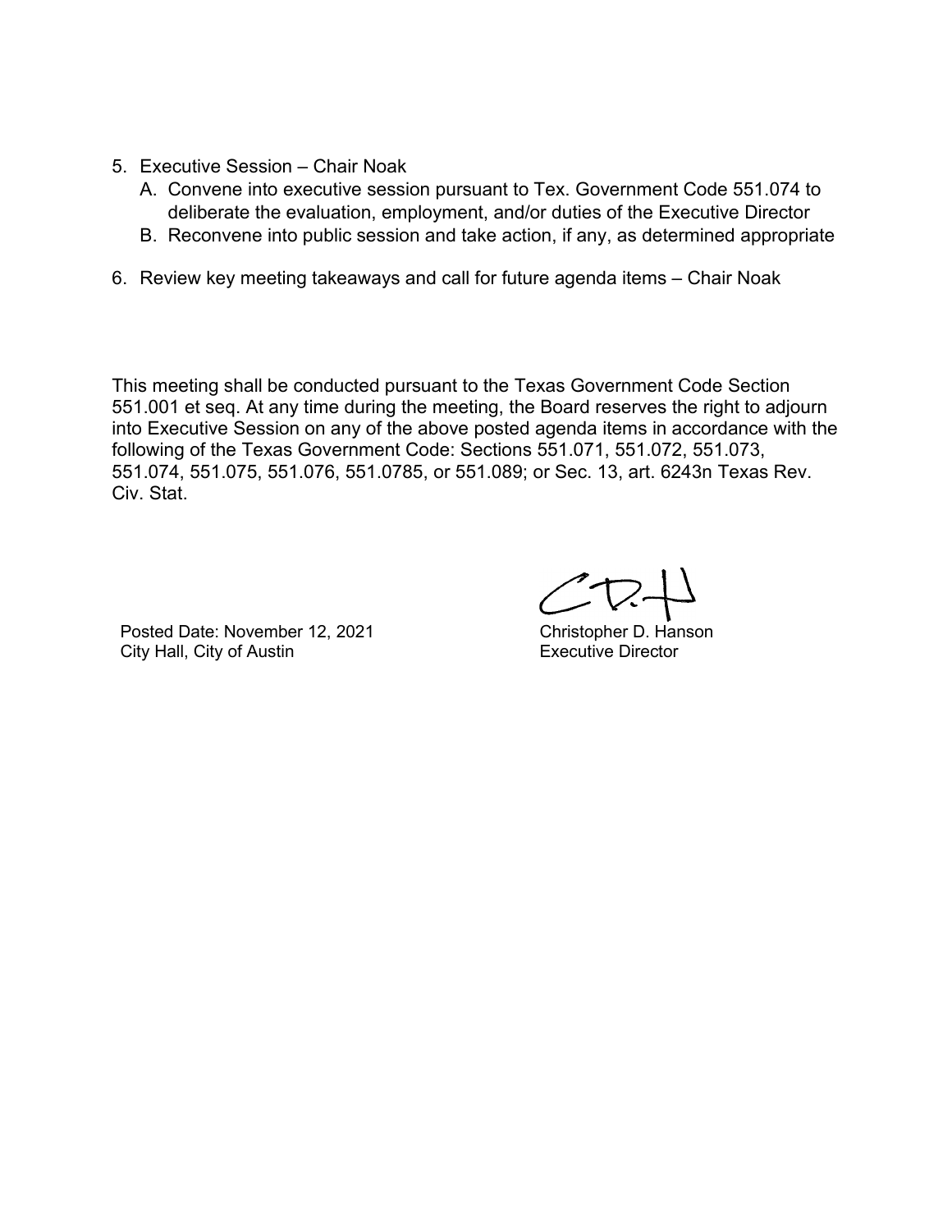5. Executive Session – Chair Noak
   A. Convene into executive session pursuant to Tex. Government Code 551.074 to deliberate the evaluation, employment, and/or duties of the Executive Director
   B. Reconvene into public session and take action, if any, as determined appropriate

6. Review key meeting takeaways and call for future agenda items – Chair Noak

This meeting shall be conducted pursuant to the Texas Government Code Section 551.001 et seq. At any time during the meeting, the Board reserves the right to adjourn into Executive Session on any of the above posted agenda items in accordance with the following of the Texas Government Code: Sections 551.071, 551.072, 551.073, 551.074, 551.075, 551.076, 551.0785, or 551.089; or Sec. 13, art. 6243n Texas Rev. Civ. Stat.

Posted Date: November 12, 2021
City Hall, City of Austin

Christopher D. Hanson
Executive Director